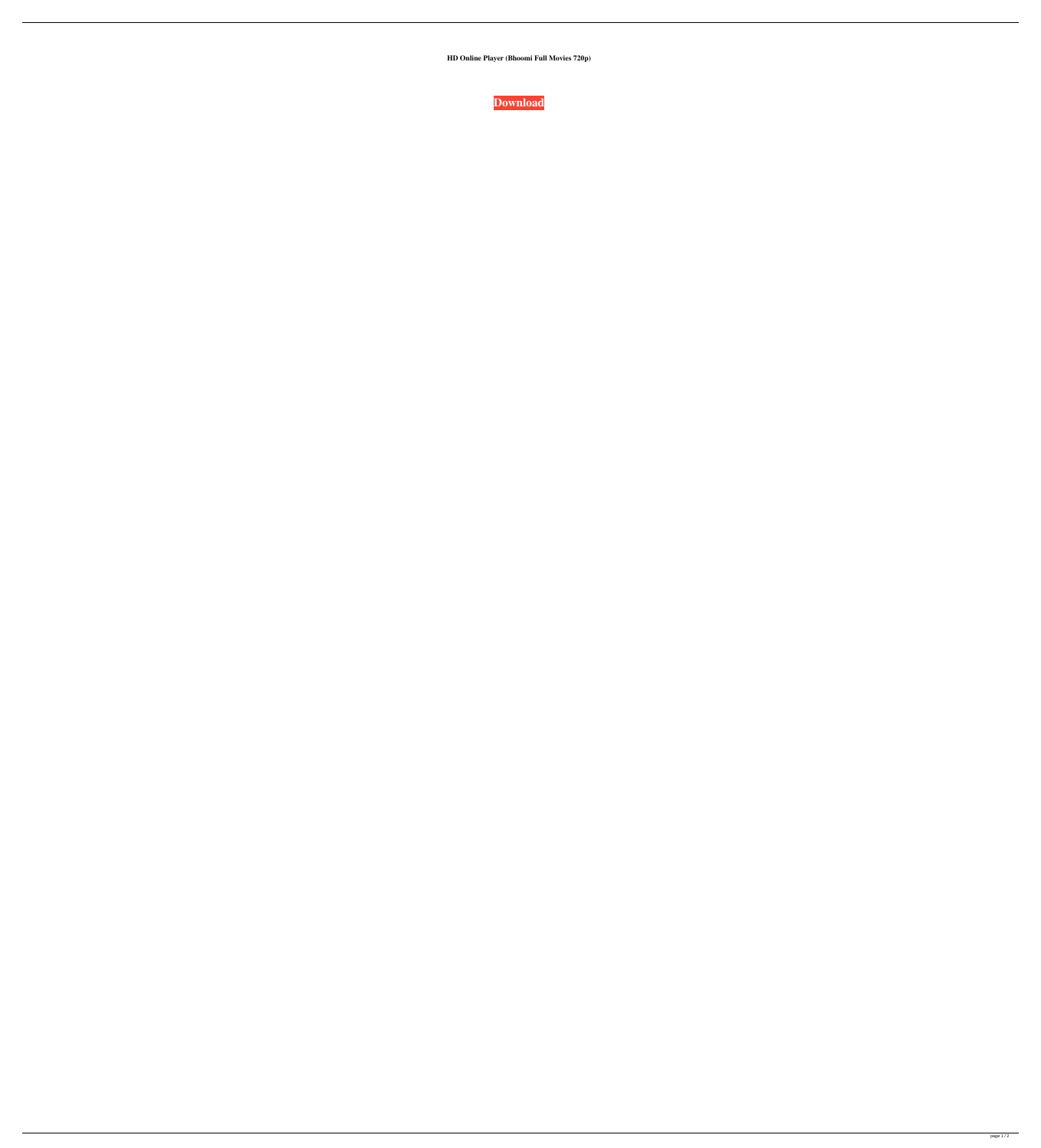**HD Online Player (Bhoomi Full Movies 720p)**

**Download**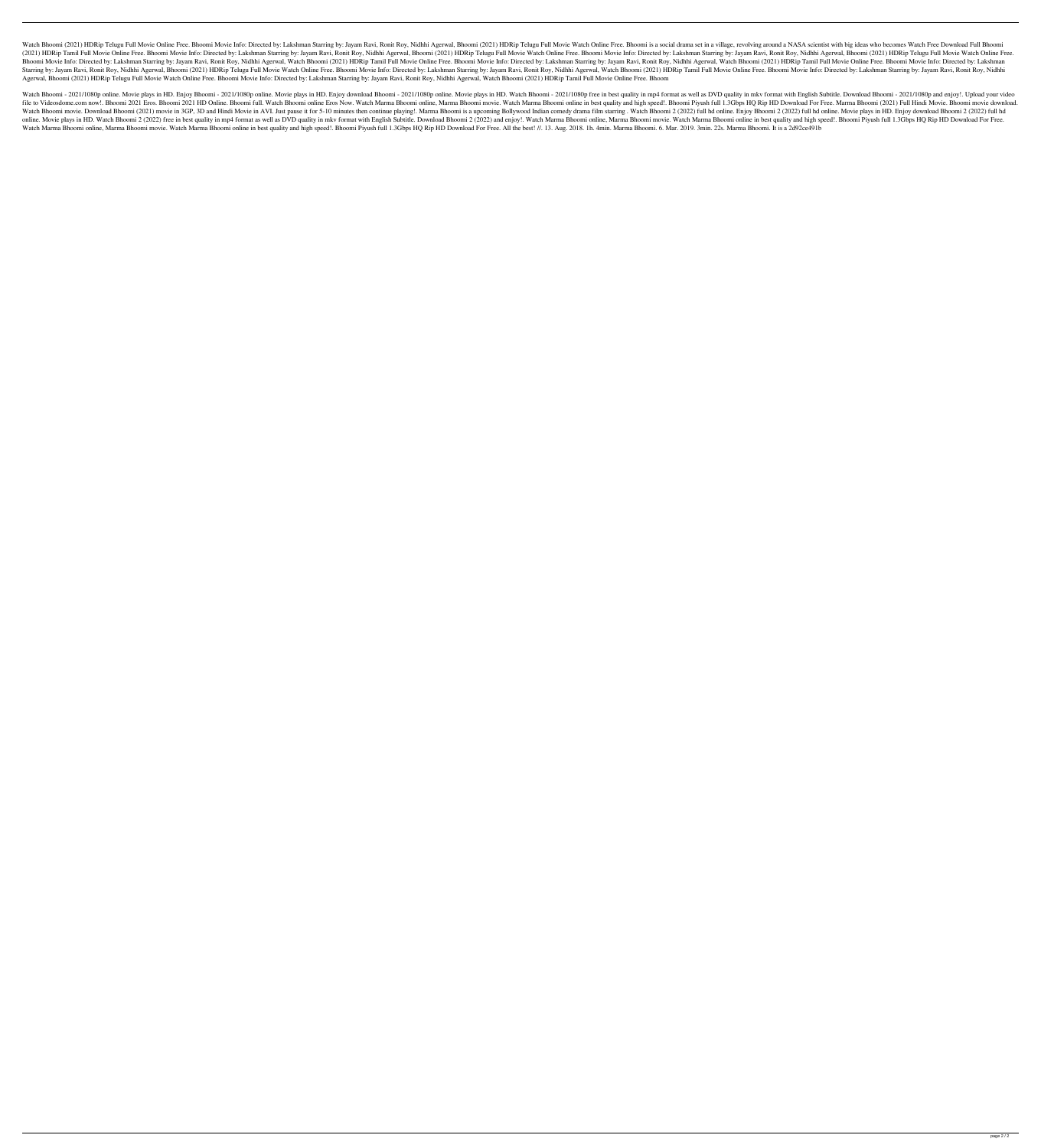Watch Bhoomi (2021) HDRip Telugu Full Movie Online Free. Bhoomi Movie Info: Directed by: Lakshman Starring by: Jayam Ravi, Ronit Roy, Nidhhi Agerwal, Bhoomi (2021) HDRip Telugu Full Movie Watch Online Free. Bhoomi is a social drama set in a village, revolving around a NASA scientist with big ideas who becomes Watch Free Download Full Bhoomi (2021) HDRip Tamil Full Movie Online Free. Bhoomi Movie Info: Directed by: Lakshman Starring by: Jayam Ravi, Ronit Roy, Nidhhi Agerwal, Bhoomi (2021) HDRip Telugu Full Movie Watch Online Free. Bhoomi Movie Info: Directed by: Lakshman Starring by: Jayam Ravi, Ronit Roy, Nidhhi Agerwal, Bhoomi (2021) HDRip Telugu Full Movie Watch Online Free. Bhoomi Movie Info: Directed by: Lakshman Starring by: Jayam Ravi, Ronit Roy, Nidhhi Agerwal, Watch Bhoomi (2021) HDRip Tamil Full Movie Online Free. Bhoomi Movie Info: Directed by: Lakshman Starring by: Jayam Ravi, Ronit Roy, Nidhhi Agerwal, Watch Bhoomi (2021) HDRip Tamil Full Movie Online Free. Bhoomi Movie Info: Directed by: Lakshman Starring by: Jayam Ravi, Ronit Roy, Nidhhi Agerwal, Bhoomi (2021) HDRip Telugu Full Movie Watch Online Free. Bhoomi Movie Info: Directed by: Lakshman Starring by: Jayam Ravi, Ronit Roy, Nidhhi Agerwal, Watch Bhoomi (2021) HDRip Tamil Full Movie Online Free. Bhoomi Movie Info: Directed by: Lakshman Starring by: Jayam Ravi, Ronit Roy, Nidhhi Agerwal, Bhoomi (2021) HDRip Telugu Full Movie Watch Online Free. Bhoomi Movie Info: Directed by: Lakshman Starring by: Jayam Ravi, Ronit Roy, Nidhhi Agerwal, Watch Bhoomi (2021) HDRip Tamil Full Movie Online Free. Bhoom

Watch Bhoomi - 2021/1080p online. Movie plays in HD. Enjoy Bhoomi - 2021/1080p online. Movie plays in HD. Enjoy download Bhoomi - 2021/1080p online. Movie plays in HD. Watch Bhoomi - 2021/1080p free in best quality in mp4 format as well as DVD quality in mkv format with English Subtitle. Download Bhoomi - 2021/1080p and enjoy!. Upload your video file to Videosdome.com now!. Bhoomi 2021 Eros. Bhoomi 2021 HD Online. Bhoomi full. Watch Bhoomi online Eros Now. Watch Marma Bhoomi online, Marma Bhoomi movie. Watch Marma Bhoomi online in best quality and high speed!. Bhoomi Piyush full 1.3Gbps HQ Rip HD Download For Free. Marma Bhoomi (2021) Full Hindi Movie. Bhoomi movie download. Watch Bhoomi movie. Download Bhoomi (2021) movie in 3GP, 3D and Hindi Movie in AVI. Just pause it for 5-10 minutes then continue playing!. Marma Bhoomi is a upcoming Bollywood Indian comedy drama film starring . Watch Bhoomi 2 (2022) full hd online. Enjoy Bhoomi 2 (2022) full hd online. Movie plays in HD. Enjoy download Bhoomi 2 (2022) full hd online. Movie plays in HD. Watch Bhoomi 2 (2022) free in best quality in mp4 format as well as DVD quality in mkv format with English Subtitle. Download Bhoomi 2 (2022) and enjoy!. Watch Marma Bhoomi online, Marma Bhoomi movie. Watch Marma Bhoomi online in best quality and high speed!. Bhoomi Piyush full 1.3Gbps HQ Rip HD Download For Free. Watch Marma Bhoomi online, Marma Bhoomi movie. Watch Marma Bhoomi online in best quality and high speed!. Bhoomi Piyush full 1.3Gbps HQ Rip HD Download For Free. All the best! //. 13. Aug. 2018. 1h. 4min. Marma Bhoomi. 6. Mar. 2019. 3min. 22s. Marma Bhoomi. It is a 2d92ce491b